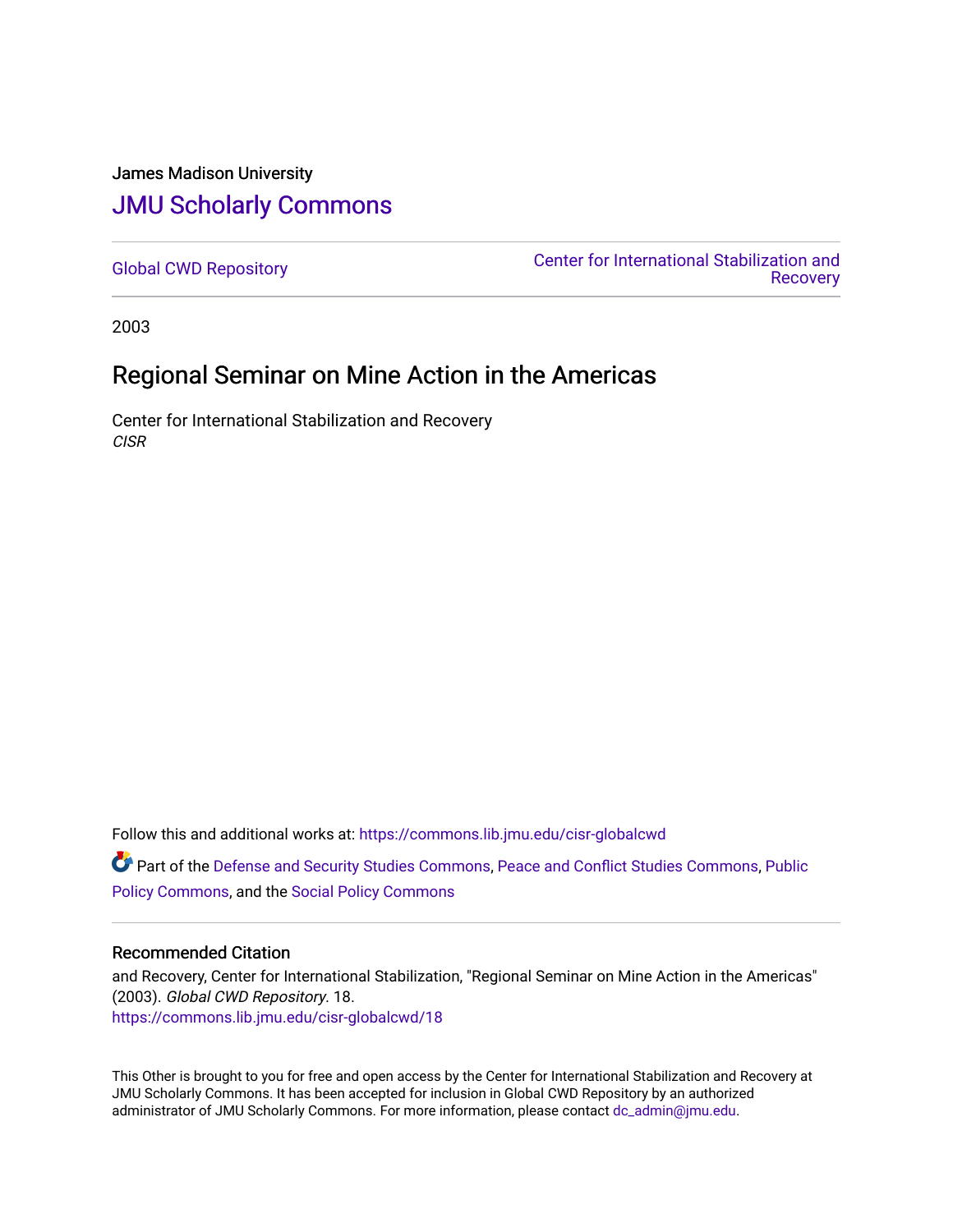James Madison University

# JMU Scholarly Commons

Global CWD Repository

Center for International Stabilization and Recovery

2003

## Regional Seminar on Mine Action in the Americas

Center for International Stabilization and Recovery
*CISR*

Follow this and additional works at: https://commons.lib.jmu.edu/cisr-globalcwd

Part of the Defense and Security Studies Commons, Peace and Conflict Studies Commons, Public Policy Commons, and the Social Policy Commons

### Recommended Citation

and Recovery, Center for International Stabilization, "Regional Seminar on Mine Action in the Americas" (2003). *Global CWD Repository*. 18.
https://commons.lib.jmu.edu/cisr-globalcwd/18

This Other is brought to you for free and open access by the Center for International Stabilization and Recovery at JMU Scholarly Commons. It has been accepted for inclusion in Global CWD Repository by an authorized administrator of JMU Scholarly Commons. For more information, please contact dc_admin@jmu.edu.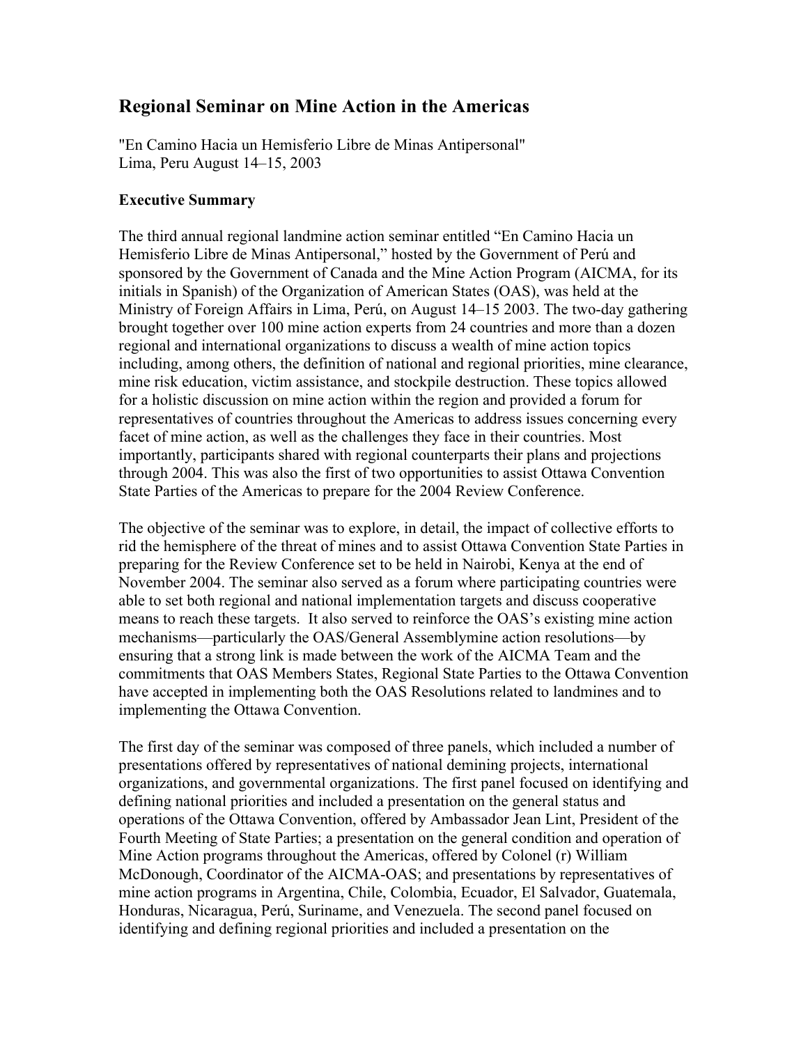## Regional Seminar on Mine Action in the Americas

"En Camino Hacia un Hemisferio Libre de Minas Antipersonal"
Lima, Peru August 14–15, 2003

### Executive Summary

The third annual regional landmine action seminar entitled "En Camino Hacia un Hemisferio Libre de Minas Antipersonal," hosted by the Government of Perú and sponsored by the Government of Canada and the Mine Action Program (AICMA, for its initials in Spanish) of the Organization of American States (OAS), was held at the Ministry of Foreign Affairs in Lima, Perú, on August 14–15 2003. The two-day gathering brought together over 100 mine action experts from 24 countries and more than a dozen regional and international organizations to discuss a wealth of mine action topics including, among others, the definition of national and regional priorities, mine clearance, mine risk education, victim assistance, and stockpile destruction. These topics allowed for a holistic discussion on mine action within the region and provided a forum for representatives of countries throughout the Americas to address issues concerning every facet of mine action, as well as the challenges they face in their countries. Most importantly, participants shared with regional counterparts their plans and projections through 2004. This was also the first of two opportunities to assist Ottawa Convention State Parties of the Americas to prepare for the 2004 Review Conference.

The objective of the seminar was to explore, in detail, the impact of collective efforts to rid the hemisphere of the threat of mines and to assist Ottawa Convention State Parties in preparing for the Review Conference set to be held in Nairobi, Kenya at the end of November 2004. The seminar also served as a forum where participating countries were able to set both regional and national implementation targets and discuss cooperative means to reach these targets. It also served to reinforce the OAS's existing mine action mechanisms—particularly the OAS/General Assemblymine action resolutions—by ensuring that a strong link is made between the work of the AICMA Team and the commitments that OAS Members States, Regional State Parties to the Ottawa Convention have accepted in implementing both the OAS Resolutions related to landmines and to implementing the Ottawa Convention.

The first day of the seminar was composed of three panels, which included a number of presentations offered by representatives of national demining projects, international organizations, and governmental organizations. The first panel focused on identifying and defining national priorities and included a presentation on the general status and operations of the Ottawa Convention, offered by Ambassador Jean Lint, President of the Fourth Meeting of State Parties; a presentation on the general condition and operation of Mine Action programs throughout the Americas, offered by Colonel (r) William McDonough, Coordinator of the AICMA-OAS; and presentations by representatives of mine action programs in Argentina, Chile, Colombia, Ecuador, El Salvador, Guatemala, Honduras, Nicaragua, Perú, Suriname, and Venezuela. The second panel focused on identifying and defining regional priorities and included a presentation on the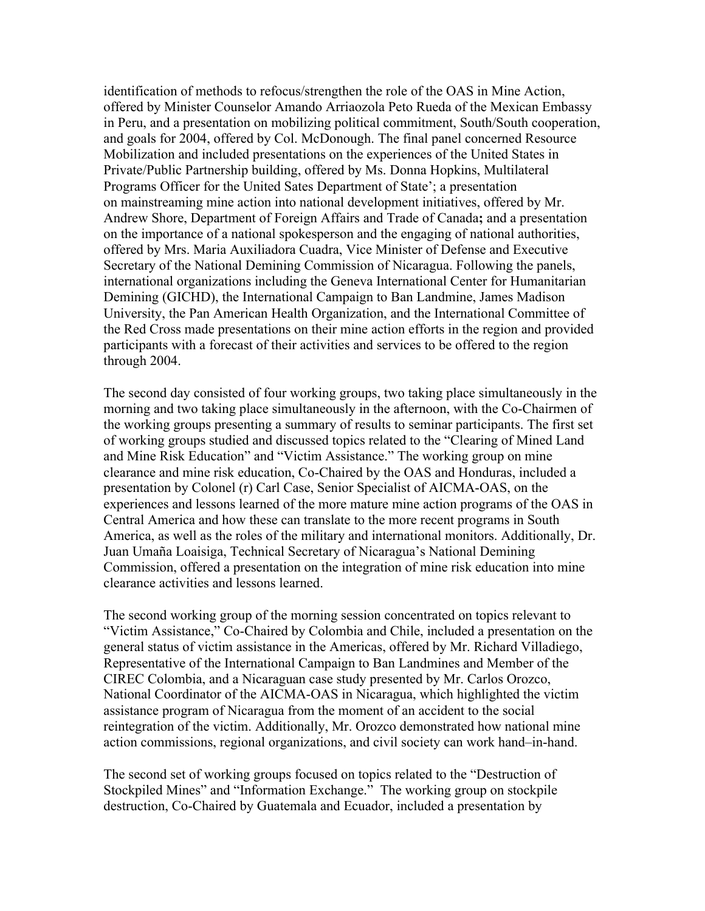identification of methods to refocus/strengthen the role of the OAS in Mine Action, offered by Minister Counselor Amando Arriaozola Peto Rueda of the Mexican Embassy in Peru, and a presentation on mobilizing political commitment, South/South cooperation, and goals for 2004, offered by Col. McDonough. The final panel concerned Resource Mobilization and included presentations on the experiences of the United States in Private/Public Partnership building, offered by Ms. Donna Hopkins, Multilateral Programs Officer for the United Sates Department of State'; a presentation on mainstreaming mine action into national development initiatives, offered by Mr. Andrew Shore, Department of Foreign Affairs and Trade of Canada**;** and a presentation on the importance of a national spokesperson and the engaging of national authorities, offered by Mrs. Maria Auxiliadora Cuadra, Vice Minister of Defense and Executive Secretary of the National Demining Commission of Nicaragua. Following the panels, international organizations including the Geneva International Center for Humanitarian Demining (GICHD), the International Campaign to Ban Landmine, James Madison University, the Pan American Health Organization, and the International Committee of the Red Cross made presentations on their mine action efforts in the region and provided participants with a forecast of their activities and services to be offered to the region through 2004.

The second day consisted of four working groups, two taking place simultaneously in the morning and two taking place simultaneously in the afternoon, with the Co-Chairmen of the working groups presenting a summary of results to seminar participants. The first set of working groups studied and discussed topics related to the "Clearing of Mined Land and Mine Risk Education" and "Victim Assistance." The working group on mine clearance and mine risk education, Co-Chaired by the OAS and Honduras, included a presentation by Colonel (r) Carl Case, Senior Specialist of AICMA-OAS, on the experiences and lessons learned of the more mature mine action programs of the OAS in Central America and how these can translate to the more recent programs in South America, as well as the roles of the military and international monitors. Additionally, Dr. Juan Umaña Loaisiga, Technical Secretary of Nicaragua's National Demining Commission, offered a presentation on the integration of mine risk education into mine clearance activities and lessons learned.

The second working group of the morning session concentrated on topics relevant to "Victim Assistance," Co-Chaired by Colombia and Chile, included a presentation on the general status of victim assistance in the Americas, offered by Mr. Richard Villadiego, Representative of the International Campaign to Ban Landmines and Member of the CIREC Colombia, and a Nicaraguan case study presented by Mr. Carlos Orozco, National Coordinator of the AICMA-OAS in Nicaragua, which highlighted the victim assistance program of Nicaragua from the moment of an accident to the social reintegration of the victim. Additionally, Mr. Orozco demonstrated how national mine action commissions, regional organizations, and civil society can work hand–in-hand.

The second set of working groups focused on topics related to the "Destruction of Stockpiled Mines" and "Information Exchange." The working group on stockpile destruction, Co-Chaired by Guatemala and Ecuador, included a presentation by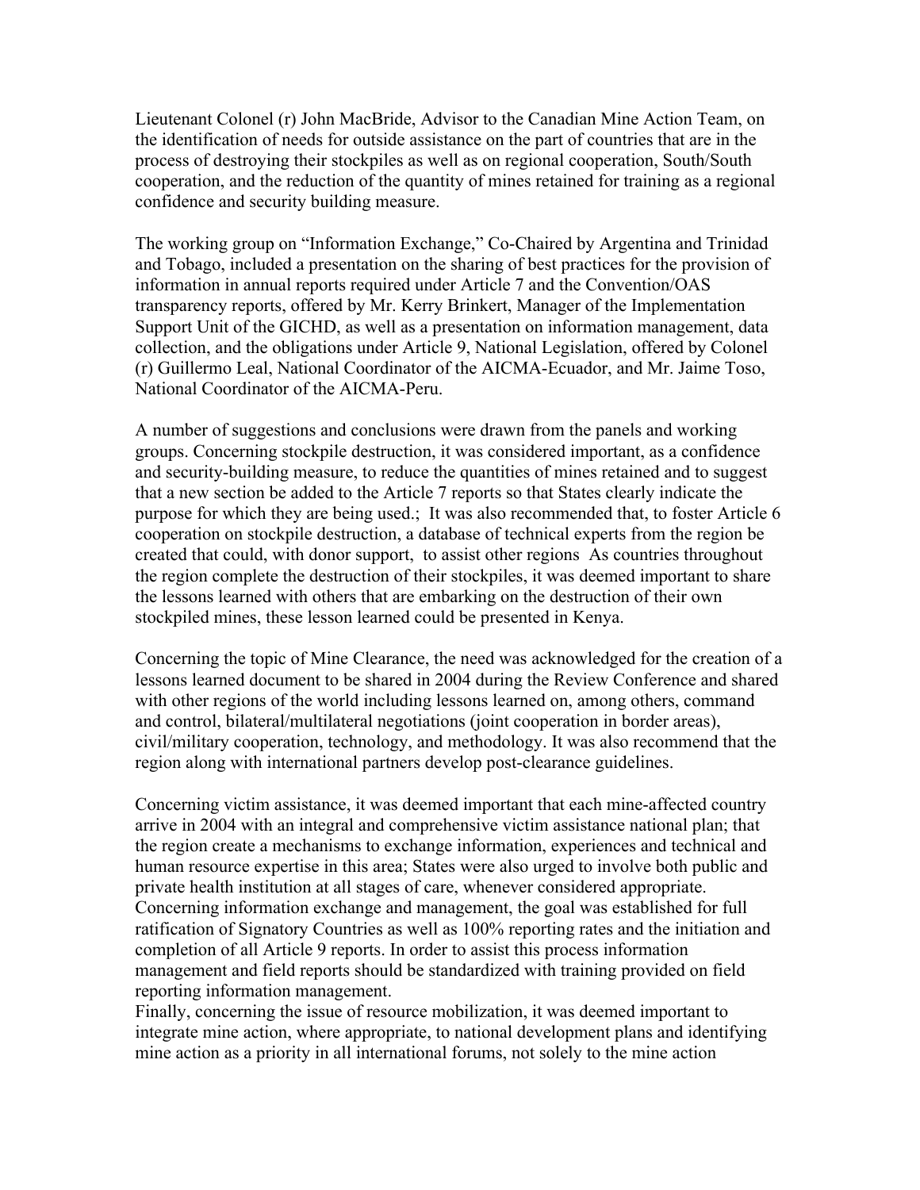Lieutenant Colonel (r) John MacBride, Advisor to the Canadian Mine Action Team, on the identification of needs for outside assistance on the part of countries that are in the process of destroying their stockpiles as well as on regional cooperation, South/South cooperation, and the reduction of the quantity of mines retained for training as a regional confidence and security building measure.

The working group on "Information Exchange," Co-Chaired by Argentina and Trinidad and Tobago, included a presentation on the sharing of best practices for the provision of information in annual reports required under Article 7 and the Convention/OAS transparency reports, offered by Mr. Kerry Brinkert, Manager of the Implementation Support Unit of the GICHD, as well as a presentation on information management, data collection, and the obligations under Article 9, National Legislation, offered by Colonel (r) Guillermo Leal, National Coordinator of the AICMA-Ecuador, and Mr. Jaime Toso, National Coordinator of the AICMA-Peru.

A number of suggestions and conclusions were drawn from the panels and working groups. Concerning stockpile destruction, it was considered important, as a confidence and security-building measure, to reduce the quantities of mines retained and to suggest that a new section be added to the Article 7 reports so that States clearly indicate the purpose for which they are being used.; It was also recommended that, to foster Article 6 cooperation on stockpile destruction, a database of technical experts from the region be created that could, with donor support, to assist other regions As countries throughout the region complete the destruction of their stockpiles, it was deemed important to share the lessons learned with others that are embarking on the destruction of their own stockpiled mines, these lesson learned could be presented in Kenya.

Concerning the topic of Mine Clearance, the need was acknowledged for the creation of a lessons learned document to be shared in 2004 during the Review Conference and shared with other regions of the world including lessons learned on, among others, command and control, bilateral/multilateral negotiations (joint cooperation in border areas), civil/military cooperation, technology, and methodology. It was also recommend that the region along with international partners develop post-clearance guidelines.

Concerning victim assistance, it was deemed important that each mine-affected country arrive in 2004 with an integral and comprehensive victim assistance national plan; that the region create a mechanisms to exchange information, experiences and technical and human resource expertise in this area; States were also urged to involve both public and private health institution at all stages of care, whenever considered appropriate. Concerning information exchange and management, the goal was established for full ratification of Signatory Countries as well as 100% reporting rates and the initiation and completion of all Article 9 reports. In order to assist this process information management and field reports should be standardized with training provided on field reporting information management.

Finally, concerning the issue of resource mobilization, it was deemed important to integrate mine action, where appropriate, to national development plans and identifying mine action as a priority in all international forums, not solely to the mine action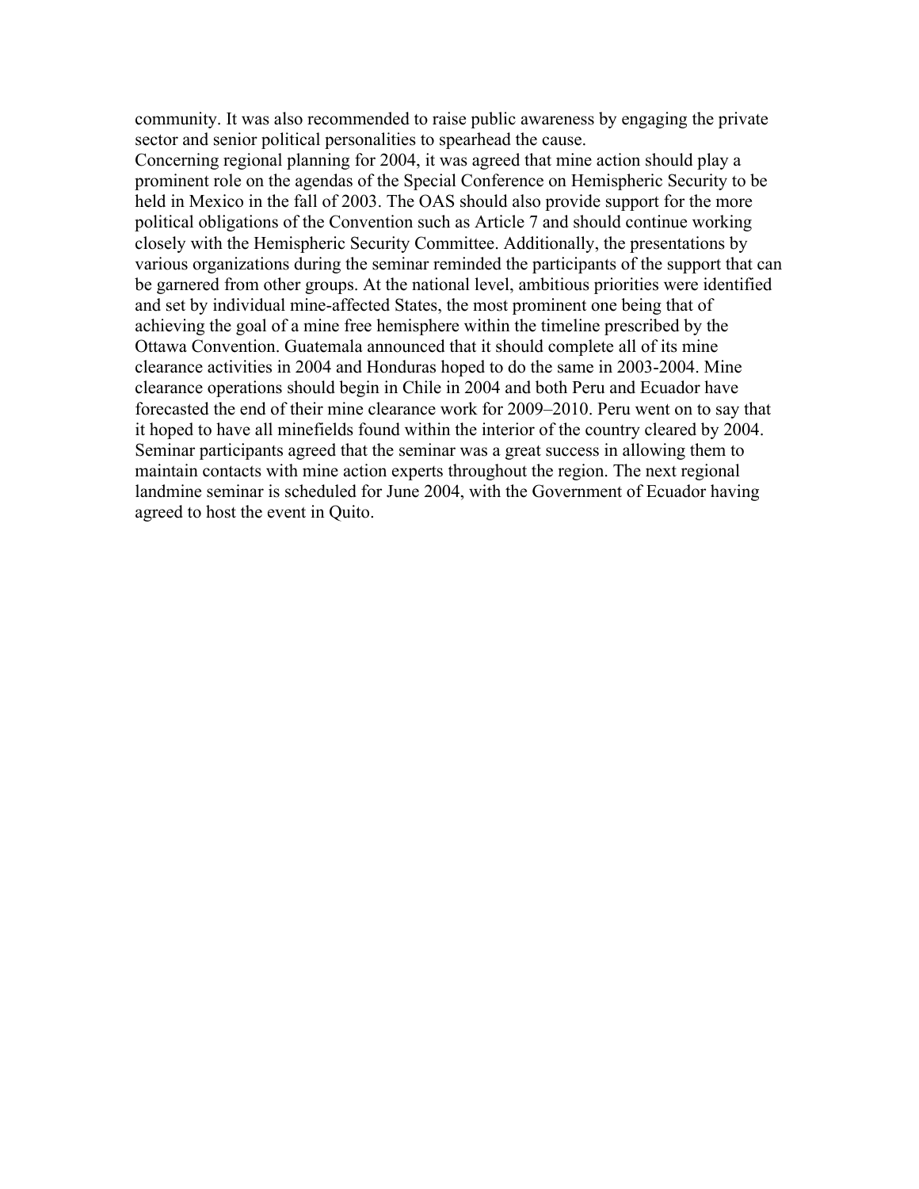community. It was also recommended to raise public awareness by engaging the private sector and senior political personalities to spearhead the cause.

Concerning regional planning for 2004, it was agreed that mine action should play a prominent role on the agendas of the Special Conference on Hemispheric Security to be held in Mexico in the fall of 2003. The OAS should also provide support for the more political obligations of the Convention such as Article 7 and should continue working closely with the Hemispheric Security Committee. Additionally, the presentations by various organizations during the seminar reminded the participants of the support that can be garnered from other groups. At the national level, ambitious priorities were identified and set by individual mine-affected States, the most prominent one being that of achieving the goal of a mine free hemisphere within the timeline prescribed by the Ottawa Convention. Guatemala announced that it should complete all of its mine clearance activities in 2004 and Honduras hoped to do the same in 2003-2004. Mine clearance operations should begin in Chile in 2004 and both Peru and Ecuador have forecasted the end of their mine clearance work for 2009–2010. Peru went on to say that it hoped to have all minefields found within the interior of the country cleared by 2004.

Seminar participants agreed that the seminar was a great success in allowing them to maintain contacts with mine action experts throughout the region. The next regional landmine seminar is scheduled for June 2004, with the Government of Ecuador having agreed to host the event in Quito.